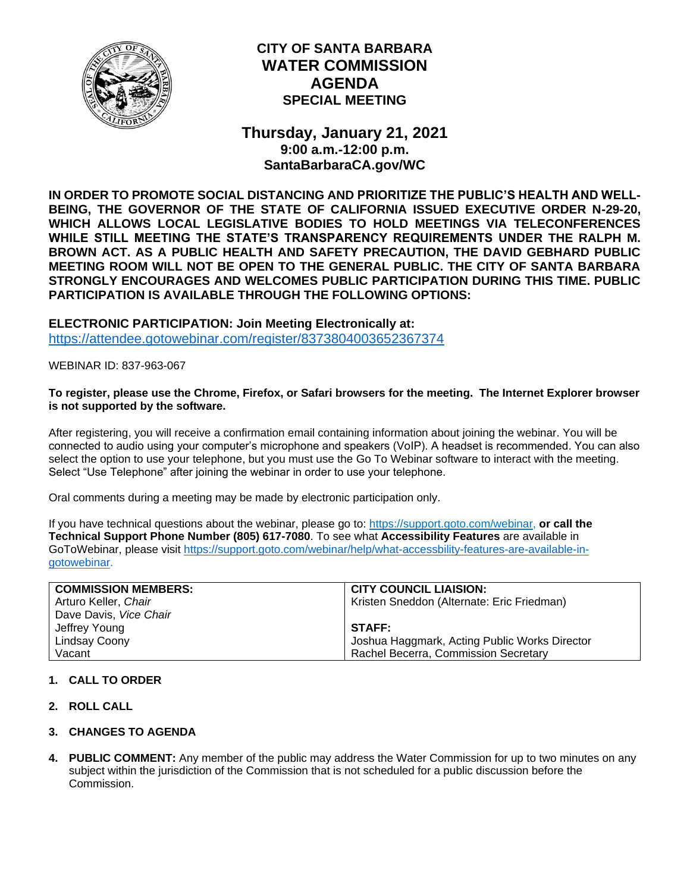# CITY OF SANTA BARBARA
# WATER COMMISSION
# AGENDA
## SPECIAL MEETING

## Thursday, January 21, 2021
### 9:00 a.m.-12:00 p.m.
### SantaBarbaraCA.gov/WC

**IN ORDER TO PROMOTE SOCIAL DISTANCING AND PRIORITIZE THE PUBLIC'S HEALTH AND WELL-BEING, THE GOVERNOR OF THE STATE OF CALIFORNIA ISSUED EXECUTIVE ORDER N-29-20, WHICH ALLOWS LOCAL LEGISLATIVE BODIES TO HOLD MEETINGS VIA TELECONFERENCES WHILE STILL MEETING THE STATE'S TRANSPARENCY REQUIREMENTS UNDER THE RALPH M. BROWN ACT. AS A PUBLIC HEALTH AND SAFETY PRECAUTION, THE DAVID GEBHARD PUBLIC MEETING ROOM WILL NOT BE OPEN TO THE GENERAL PUBLIC. THE CITY OF SANTA BARBARA STRONGLY ENCOURAGES AND WELCOMES PUBLIC PARTICIPATION DURING THIS TIME. PUBLIC PARTICIPATION IS AVAILABLE THROUGH THE FOLLOWING OPTIONS:**

**ELECTRONIC PARTICIPATION: Join Meeting Electronically at:**
https://attendee.gotowebinar.com/register/8373804003652367374

WEBINAR ID: 837-963-067

**To register, please use the Chrome, Firefox, or Safari browsers for the meeting. The Internet Explorer browser is not supported by the software.**

After registering, you will receive a confirmation email containing information about joining the webinar. You will be connected to audio using your computer's microphone and speakers (VoIP). A headset is recommended. You can also select the option to use your telephone, but you must use the Go To Webinar software to interact with the meeting. Select "Use Telephone" after joining the webinar in order to use your telephone.

Oral comments during a meeting may be made by electronic participation only.

If you have technical questions about the webinar, please go to: https://support.goto.com/webinar, **or call the Technical Support Phone Number (805) 617-7080**. To see what **Accessibility Features** are available in GoToWebinar, please visit https://support.goto.com/webinar/help/what-accessbility-features-are-available-in-gotowebinar.

| **COMMISSION MEMBERS:** | **CITY COUNCIL LIAISION:** |
|---|---|
| Arturo Keller, *Chair* | Kristen Sneddon (Alternate: Eric Friedman) |
| Dave Davis, *Vice Chair* | |
| Jeffrey Young | **STAFF:** |
| Lindsay Coony | Joshua Haggmark, Acting Public Works Director |
| Vacant | Rachel Becerra, Commission Secretary |

1. **CALL TO ORDER**

2. **ROLL CALL**

3. **CHANGES TO AGENDA**

4. **PUBLIC COMMENT:** Any member of the public may address the Water Commission for up to two minutes on any subject within the jurisdiction of the Commission that is not scheduled for a public discussion before the Commission.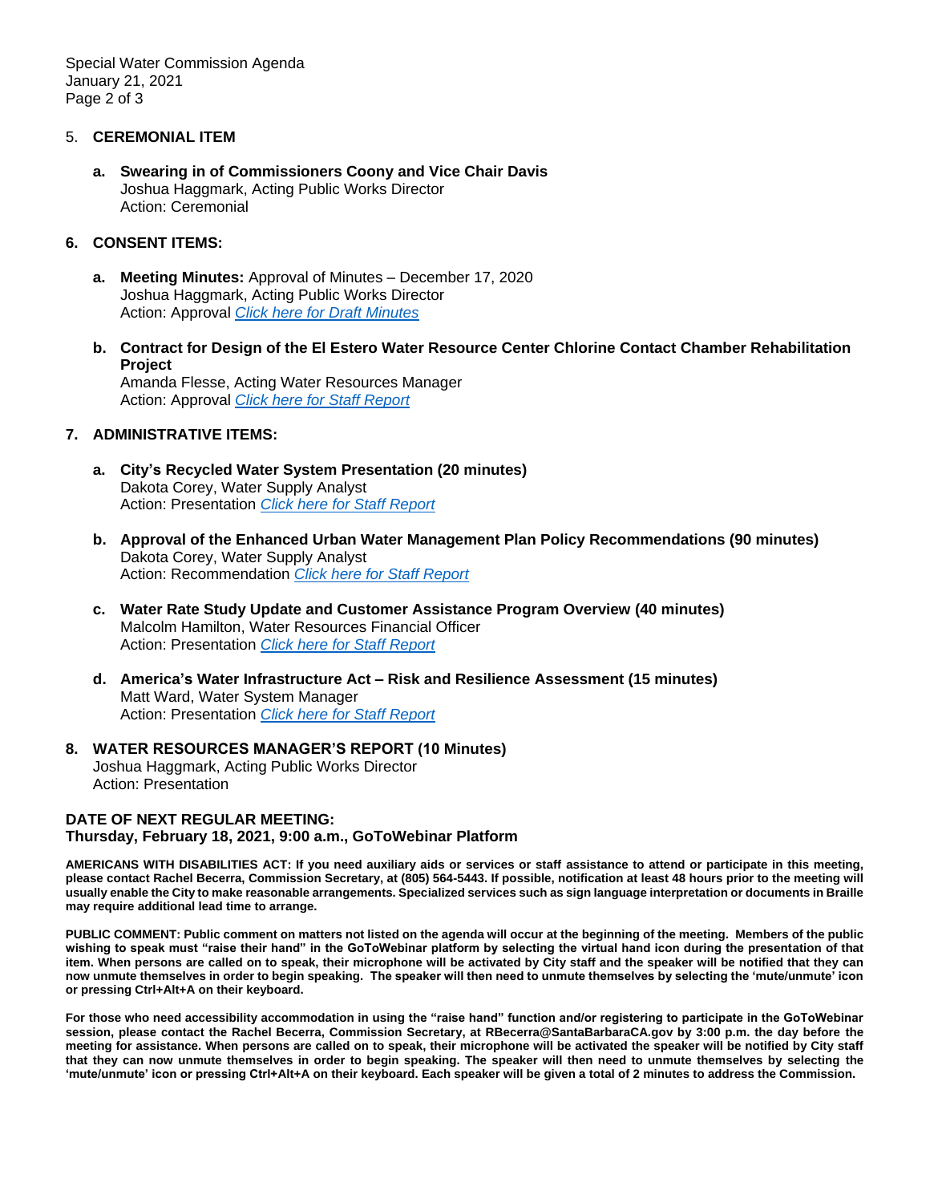5. **CEREMONIAL ITEM**

   a. **Swearing in of Commissioners Coony and Vice Chair Davis**
   Joshua Haggmark, Acting Public Works Director
   Action: Ceremonial

6. **CONSENT ITEMS:**

   a. **Meeting Minutes:** Approval of Minutes – December 17, 2020
   Joshua Haggmark, Acting Public Works Director
   Action: Approval *Click here for Draft Minutes*

   b. **Contract for Design of the El Estero Water Resource Center Chlorine Contact Chamber Rehabilitation Project**
   Amanda Flesse, Acting Water Resources Manager
   Action: Approval *Click here for Staff Report*

7. **ADMINISTRATIVE ITEMS:**

   a. **City's Recycled Water System Presentation (20 minutes)**
   Dakota Corey, Water Supply Analyst
   Action: Presentation *Click here for Staff Report*

   b. **Approval of the Enhanced Urban Water Management Plan Policy Recommendations (90 minutes)**
   Dakota Corey, Water Supply Analyst
   Action: Recommendation *Click here for Staff Report*

   c. **Water Rate Study Update and Customer Assistance Program Overview (40 minutes)**
   Malcolm Hamilton, Water Resources Financial Officer
   Action: Presentation *Click here for Staff Report*

   d. **America's Water Infrastructure Act – Risk and Resilience Assessment (15 minutes)**
   Matt Ward, Water System Manager
   Action: Presentation *Click here for Staff Report*

8. **WATER RESOURCES MANAGER'S REPORT (10 Minutes)**
   Joshua Haggmark, Acting Public Works Director
   Action: Presentation

**DATE OF NEXT REGULAR MEETING:**
**Thursday, February 18, 2021, 9:00 a.m., GoToWebinar Platform**

**AMERICANS WITH DISABILITIES ACT: If you need auxiliary aids or services or staff assistance to attend or participate in this meeting, please contact Rachel Becerra, Commission Secretary, at (805) 564-5443. If possible, notification at least 48 hours prior to the meeting will usually enable the City to make reasonable arrangements. Specialized services such as sign language interpretation or documents in Braille may require additional lead time to arrange.**

**PUBLIC COMMENT: Public comment on matters not listed on the agenda will occur at the beginning of the meeting. Members of the public wishing to speak must "raise their hand" in the GoToWebinar platform by selecting the virtual hand icon during the presentation of that item. When persons are called on to speak, their microphone will be activated by City staff and the speaker will be notified that they can now unmute themselves in order to begin speaking. The speaker will then need to unmute themselves by selecting the 'mute/unmute' icon or pressing Ctrl+Alt+A on their keyboard.**

**For those who need accessibility accommodation in using the "raise hand" function and/or registering to participate in the GoToWebinar session, please contact the Rachel Becerra, Commission Secretary, at RBecerra@SantaBarbaraCA.gov by 3:00 p.m. the day before the meeting for assistance. When persons are called on to speak, their microphone will be activated the speaker will be notified by City staff that they can now unmute themselves in order to begin speaking. The speaker will then need to unmute themselves by selecting the 'mute/unmute' icon or pressing Ctrl+Alt+A on their keyboard. Each speaker will be given a total of 2 minutes to address the Commission.**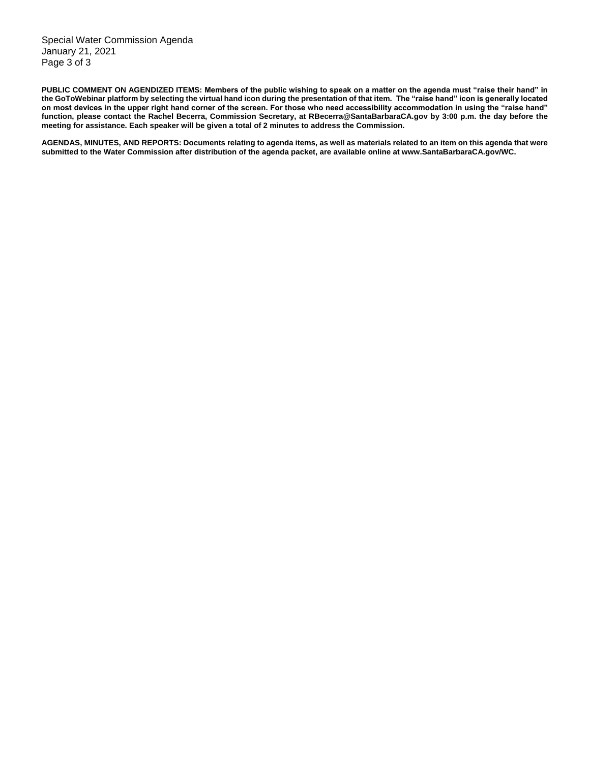**PUBLIC COMMENT ON AGENDIZED ITEMS: Members of the public wishing to speak on a matter on the agenda must "raise their hand" in the GoToWebinar platform by selecting the virtual hand icon during the presentation of that item. The "raise hand" icon is generally located on most devices in the upper right hand corner of the screen. For those who need accessibility accommodation in using the "raise hand" function, please contact the Rachel Becerra, Commission Secretary, at RBecerra@SantaBarbaraCA.gov by 3:00 p.m. the day before the meeting for assistance. Each speaker will be given a total of 2 minutes to address the Commission.**

**AGENDAS, MINUTES, AND REPORTS: Documents relating to agenda items, as well as materials related to an item on this agenda that were submitted to the Water Commission after distribution of the agenda packet, are available online at www.SantaBarbaraCA.gov/WC.**